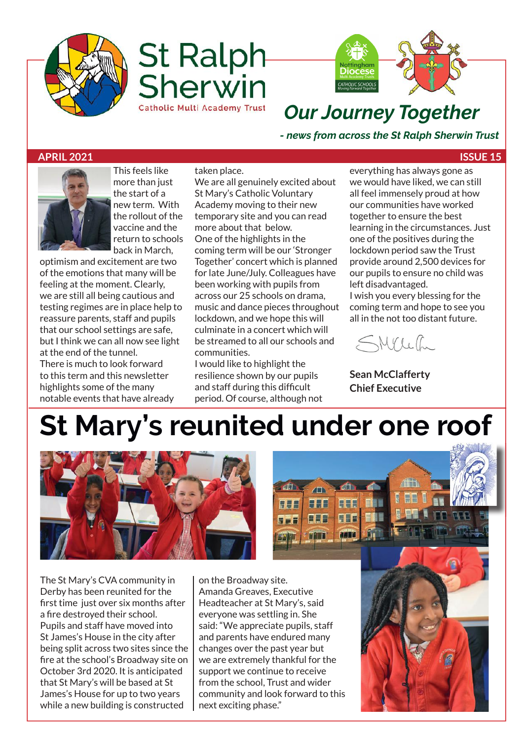# St Ralph Sherwin

Catholic Multi Academy Trust

## *Our Journey Together*

***- news from across the St Ralph Sherwin Trust***

**APRIL 2021** **ISSUE 15**

This feels like more than just the start of a new term. With the rollout of the vaccine and the return to schools back in March, optimism and excitement are two of the emotions that many will be feeling at the moment. Clearly, we are still all being cautious and testing regimes are in place help to reassure parents, staff and pupils that our school settings are safe, but I think we can all now see light at the end of the tunnel.

There is much to look forward to this term and this newsletter highlights some of the many notable events that have already taken place.

We are all genuinely excited about St Mary's Catholic Voluntary Academy moving to their new temporary site and you can read more about that below.

One of the highlights in the coming term will be our 'Stronger Together' concert which is planned for late June/July. Colleagues have been working with pupils from across our 25 schools on drama, music and dance pieces throughout lockdown, and we hope this will culminate in a concert which will be streamed to all our schools and communities.

I would like to highlight the resilience shown by our pupils and staff during this difficult period. Of course, although not everything has always gone as we would have liked, we can still all feel immensely proud at how our communities have worked together to ensure the best learning in the circumstances. Just one of the positives during the lockdown period saw the Trust provide around 2,500 devices for our pupils to ensure no child was left disadvantaged.

I wish you every blessing for the coming term and hope to see you all in the not too distant future.

**Sean McClafferty**
**Chief Executive**

# St Mary's reunited under one roof

The St Mary's CVA community in Derby has been reunited for the first time just over six months after a fire destroyed their school. Pupils and staff have moved into St James's House in the city after being split across two sites since the fire at the school's Broadway site on October 3rd 2020. It is anticipated that St Mary's will be based at St James's House for up to two years while a new building is constructed on the Broadway site.

Amanda Greaves, Executive Headteacher at St Mary's, said everyone was settling in. She said: "We appreciate pupils, staff and parents have endured many changes over the past year but we are extremely thankful for the support we continue to receive from the school, Trust and wider community and look forward to this next exciting phase."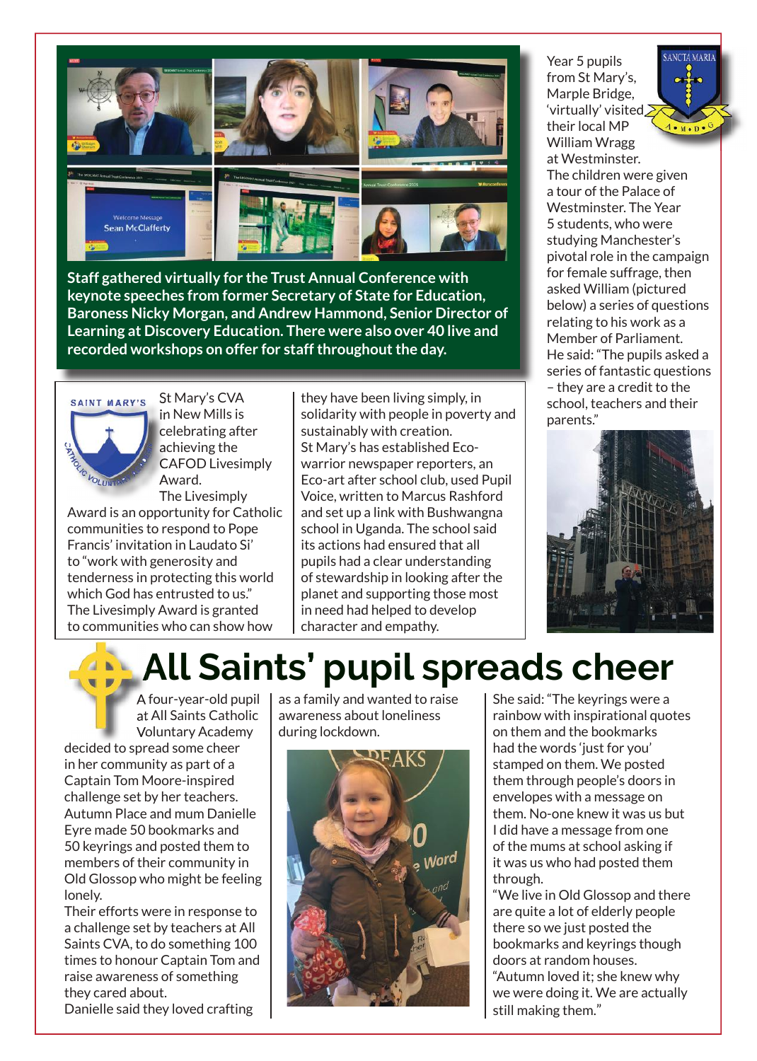Staff gathered virtually for the Trust Annual Conference with keynote speeches from former Secretary of State for Education, Baroness Nicky Morgan, and Andrew Hammond, Senior Director of Learning at Discovery Education. There were also over 40 live and recorded workshops on offer for staff throughout the day.

St Mary's CVA in New Mills is celebrating after achieving the CAFOD Livesimply Award.

The Livesimply Award is an opportunity for Catholic communities to respond to Pope Francis' invitation in Laudato Si' to "work with generosity and tenderness in protecting this world which God has entrusted to us."

The Livesimply Award is granted to communities who can show how they have been living simply, in solidarity with people in poverty and sustainably with creation.

St Mary's has established Eco-warrior newspaper reporters, an Eco-art after school club, used Pupil Voice, written to Marcus Rashford and set up a link with Bushwangna school in Uganda. The school said its actions had ensured that all pupils had a clear understanding of stewardship in looking after the planet and supporting those most in need had helped to develop character and empathy.

Year 5 pupils from St Mary's, Marple Bridge, 'virtually' visited their local MP William Wragg at Westminster.

The children were given a tour of the Palace of Westminster. The Year 5 students, who were studying Manchester's pivotal role in the campaign for female suffrage, then asked William (pictured below) a series of questions relating to his work as a Member of Parliament.

He said: "The pupils asked a series of fantastic questions – they are a credit to the school, teachers and their parents."

# All Saints' pupil spreads cheer

A four-year-old pupil at All Saints Catholic Voluntary Academy decided to spread some cheer in her community as part of a Captain Tom Moore-inspired challenge set by her teachers.

Autumn Place and mum Danielle Eyre made 50 bookmarks and 50 keyrings and posted them to members of their community in Old Glossop who might be feeling lonely.

Their efforts were in response to a challenge set by teachers at All Saints CVA, to do something 100 times to honour Captain Tom and raise awareness of something they cared about.

Danielle said they loved crafting as a family and wanted to raise awareness about loneliness during lockdown.

She said: "The keyrings were a rainbow with inspirational quotes on them and the bookmarks had the words 'just for you' stamped on them. We posted them through people's doors in envelopes with a message on them. No-one knew it was us but I did have a message from one of the mums at school asking if it was us who had posted them through.

"We live in Old Glossop and there are quite a lot of elderly people there so we just posted the bookmarks and keyrings though doors at random houses.

"Autumn loved it; she knew why we were doing it. We are actually still making them."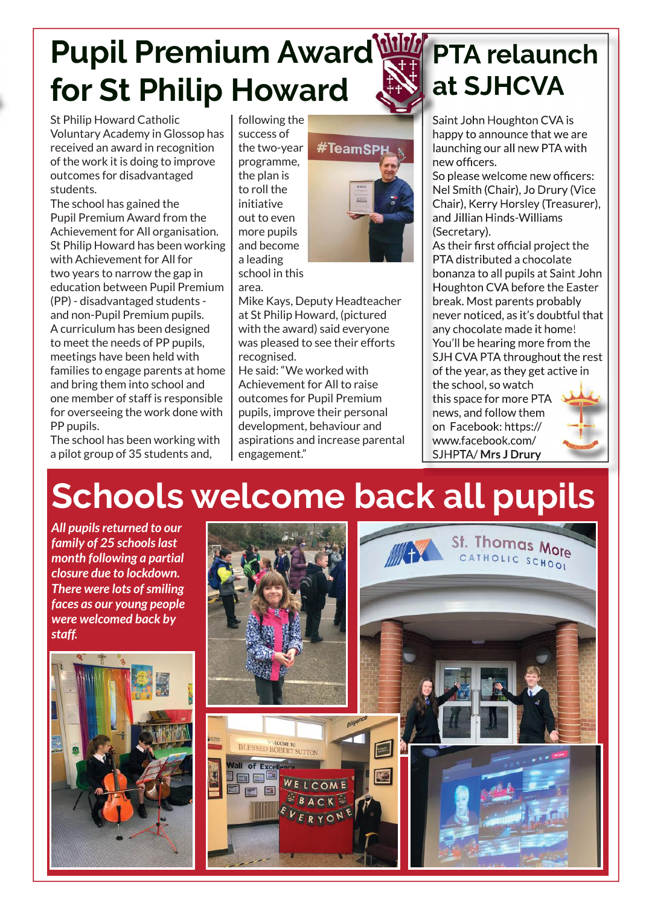# Pupil Premium Award for St Philip Howard

St Philip Howard Catholic Voluntary Academy in Glossop has received an award in recognition of the work it is doing to improve outcomes for disadvantaged students.

The school has gained the Pupil Premium Award from the Achievement for All organisation.

St Philip Howard has been working with Achievement for All for two years to narrow the gap in education between Pupil Premium (PP) - disadvantaged students - and non-Pupil Premium pupils.

A curriculum has been designed to meet the needs of PP pupils, meetings have been held with families to engage parents at home and bring them into school and one member of staff is responsible for overseeing the work done with PP pupils.

The school has been working with a pilot group of 35 students and, following the success of the two-year programme, the plan is to roll the initiative out to even more pupils and become a leading school in this area.

Mike Kays, Deputy Headteacher at St Philip Howard, (pictured with the award) said everyone was pleased to see their efforts recognised.

He said: "We worked with Achievement for All to raise outcomes for Pupil Premium pupils, improve their personal development, behaviour and aspirations and increase parental engagement."

# PTA relaunch at SJHCVA

Saint John Houghton CVA is happy to announce that we are launching our all new PTA with new officers.

So please welcome new officers: Nel Smith (Chair), Jo Drury (Vice Chair), Kerry Horsley (Treasurer), and Jillian Hinds-Williams (Secretary).

As their first official project the PTA distributed a chocolate bonanza to all pupils at Saint John Houghton CVA before the Easter break. Most parents probably never noticed, as it's doubtful that any chocolate made it home!

You'll be hearing more from the SJH CVA PTA throughout the rest of the year, as they get active in the school, so watch this space for more PTA news, and follow them on Facebook: https://www.facebook.com/SJHPTA/ **Mrs J Drury**

# Schools welcome back all pupils

***All pupils returned to our family of 25 schools last month following a partial closure due to lockdown. There were lots of smiling faces as our young people were welcomed back by staff.***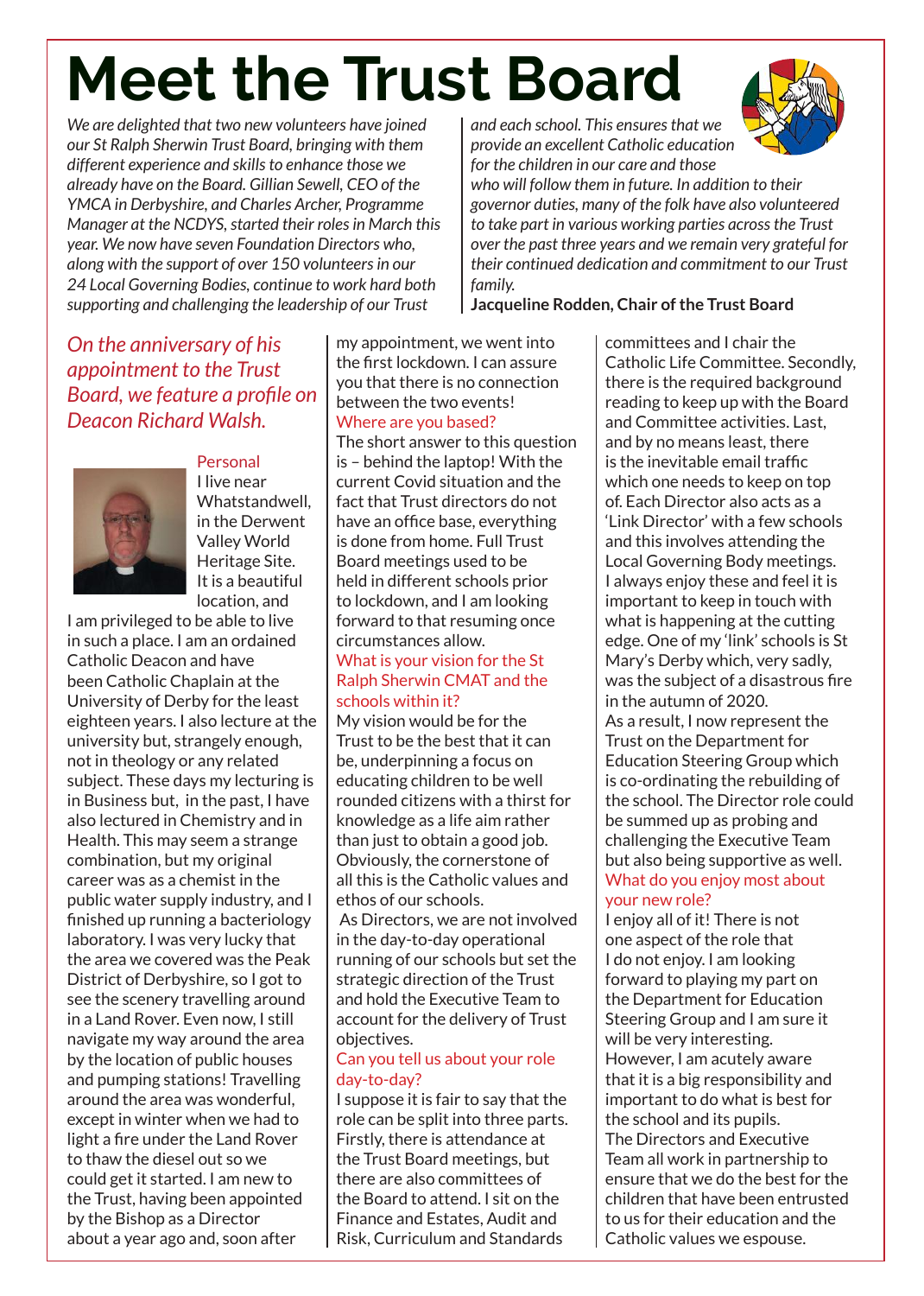# Meet the Trust Board

*We are delighted that two new volunteers have joined our St Ralph Sherwin Trust Board, bringing with them different experience and skills to enhance those we already have on the Board. Gillian Sewell, CEO of the YMCA in Derbyshire, and Charles Archer, Programme Manager at the NCDYS, started their roles in March this year. We now have seven Foundation Directors who, along with the support of over 150 volunteers in our 24 Local Governing Bodies, continue to work hard both supporting and challenging the leadership of our Trust and each school. This ensures that we provide an excellent Catholic education for the children in our care and those who will follow them in future. In addition to their governor duties, many of the folk have also volunteered to take part in various working parties across the Trust over the past three years and we remain very grateful for their continued dedication and commitment to our Trust family.*

**Jacqueline Rodden, Chair of the Trust Board**

*On the anniversary of his appointment to the Trust Board, we feature a profile on Deacon Richard Walsh.*

### Personal

I live near Whatstandwell, in the Derwent Valley World Heritage Site. It is a beautiful location, and I am privileged to be able to live in such a place. I am an ordained Catholic Deacon and have been Catholic Chaplain at the University of Derby for the least eighteen years. I also lecture at the university but, strangely enough, not in theology or any related subject. These days my lecturing is in Business but, in the past, I have also lectured in Chemistry and in Health. This may seem a strange combination, but my original career was as a chemist in the public water supply industry, and I finished up running a bacteriology laboratory. I was very lucky that the area we covered was the Peak District of Derbyshire, so I got to see the scenery travelling around in a Land Rover. Even now, I still navigate my way around the area by the location of public houses and pumping stations! Travelling around the area was wonderful, except in winter when we had to light a fire under the Land Rover to thaw the diesel out so we could get it started. I am new to the Trust, having been appointed by the Bishop as a Director about a year ago and, soon after my appointment, we went into the first lockdown. I can assure you that there is no connection between the two events!

### Where are you based?

The short answer to this question is – behind the laptop! With the current Covid situation and the fact that Trust directors do not have an office base, everything is done from home. Full Trust Board meetings used to be held in different schools prior to lockdown, and I am looking forward to that resuming once circumstances allow.

### What is your vision for the St Ralph Sherwin CMAT and the schools within it?

My vision would be for the Trust to be the best that it can be, underpinning a focus on educating children to be well rounded citizens with a thirst for knowledge as a life aim rather than just to obtain a good job. Obviously, the cornerstone of all this is the Catholic values and ethos of our schools.

As Directors, we are not involved in the day-to-day operational running of our schools but set the strategic direction of the Trust and hold the Executive Team to account for the delivery of Trust objectives.

### Can you tell us about your role day-to-day?

I suppose it is fair to say that the role can be split into three parts. Firstly, there is attendance at the Trust Board meetings, but there are also committees of the Board to attend. I sit on the Finance and Estates, Audit and Risk, Curriculum and Standards committees and I chair the Catholic Life Committee. Secondly, there is the required background reading to keep up with the Board and Committee activities. Last, and by no means least, there is the inevitable email traffic which one needs to keep on top of. Each Director also acts as a 'Link Director' with a few schools and this involves attending the Local Governing Body meetings. I always enjoy these and feel it is important to keep in touch with what is happening at the cutting edge. One of my 'link' schools is St Mary's Derby which, very sadly, was the subject of a disastrous fire in the autumn of 2020.

As a result, I now represent the Trust on the Department for Education Steering Group which is co-ordinating the rebuilding of the school. The Director role could be summed up as probing and challenging the Executive Team but also being supportive as well.

### What do you enjoy most about your new role?

I enjoy all of it! There is not one aspect of the role that I do not enjoy. I am looking forward to playing my part on the Department for Education Steering Group and I am sure it will be very interesting. However, I am acutely aware that it is a big responsibility and important to do what is best for the school and its pupils.

The Directors and Executive Team all work in partnership to ensure that we do the best for the children that have been entrusted to us for their education and the Catholic values we espouse.